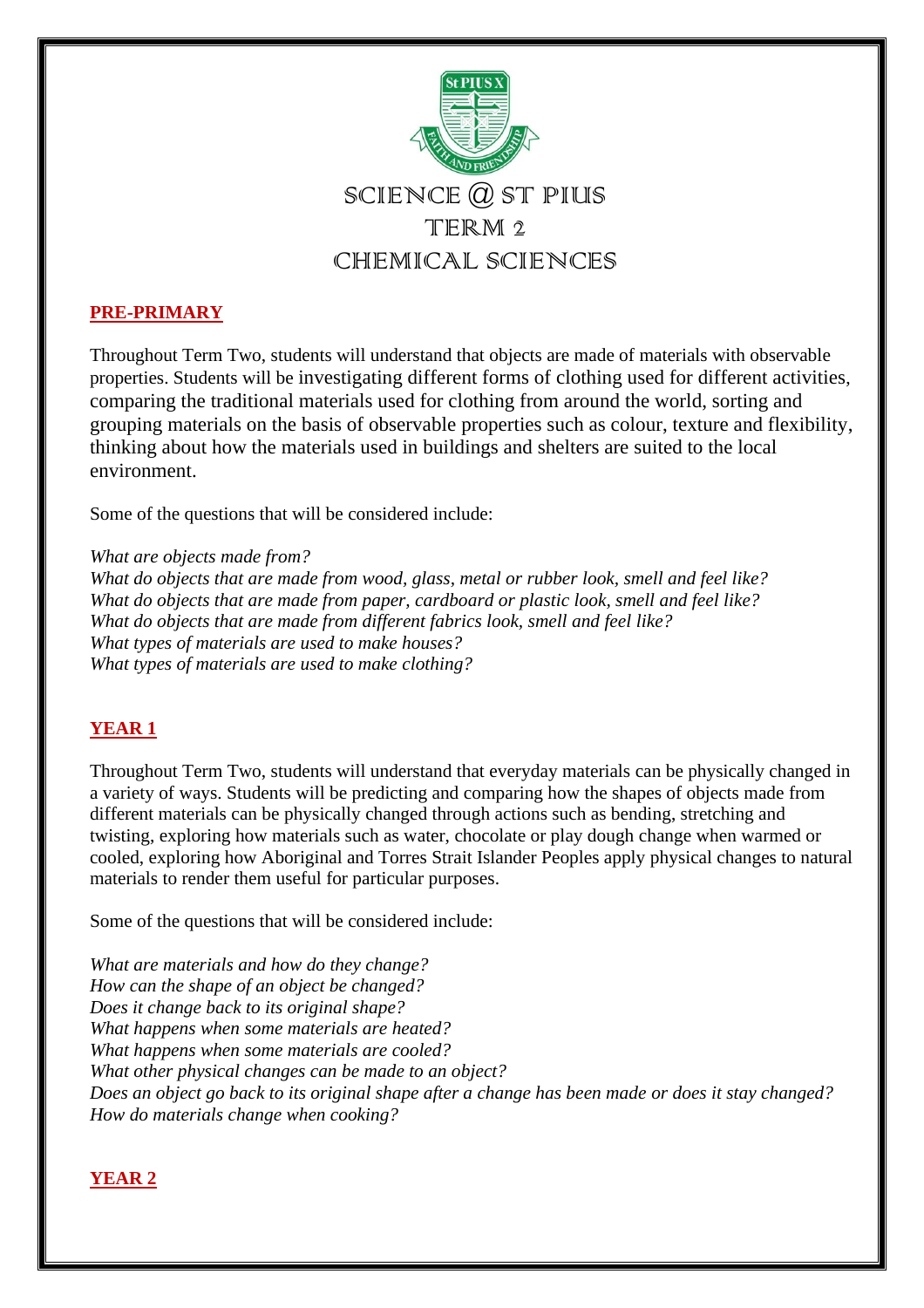# SCIENCE @ ST PIUS
# TERM 2
# CHEMICAL SCIENCES

## PRE-PRIMARY

Throughout Term Two, students will understand that objects are made of materials with observable properties. Students will be investigating different forms of clothing used for different activities, comparing the traditional materials used for clothing from around the world, sorting and grouping materials on the basis of observable properties such as colour, texture and flexibility, thinking about how the materials used in buildings and shelters are suited to the local environment.

Some of the questions that will be considered include:

*What are objects made from?*
*What do objects that are made from wood, glass, metal or rubber look, smell and feel like?*
*What do objects that are made from paper, cardboard or plastic look, smell and feel like?*
*What do objects that are made from different fabrics look, smell and feel like?*
*What types of materials are used to make houses?*
*What types of materials are used to make clothing?*

## YEAR 1

Throughout Term Two, students will understand that everyday materials can be physically changed in a variety of ways. Students will be predicting and comparing how the shapes of objects made from different materials can be physically changed through actions such as bending, stretching and twisting, exploring how materials such as water, chocolate or play dough change when warmed or cooled, exploring how Aboriginal and Torres Strait Islander Peoples apply physical changes to natural materials to render them useful for particular purposes.

Some of the questions that will be considered include:

*What are materials and how do they change?*
*How can the shape of an object be changed?*
*Does it change back to its original shape?*
*What happens when some materials are heated?*
*What happens when some materials are cooled?*
*What other physical changes can be made to an object?*
*Does an object go back to its original shape after a change has been made or does it stay changed?*
*How do materials change when cooking?*

## YEAR 2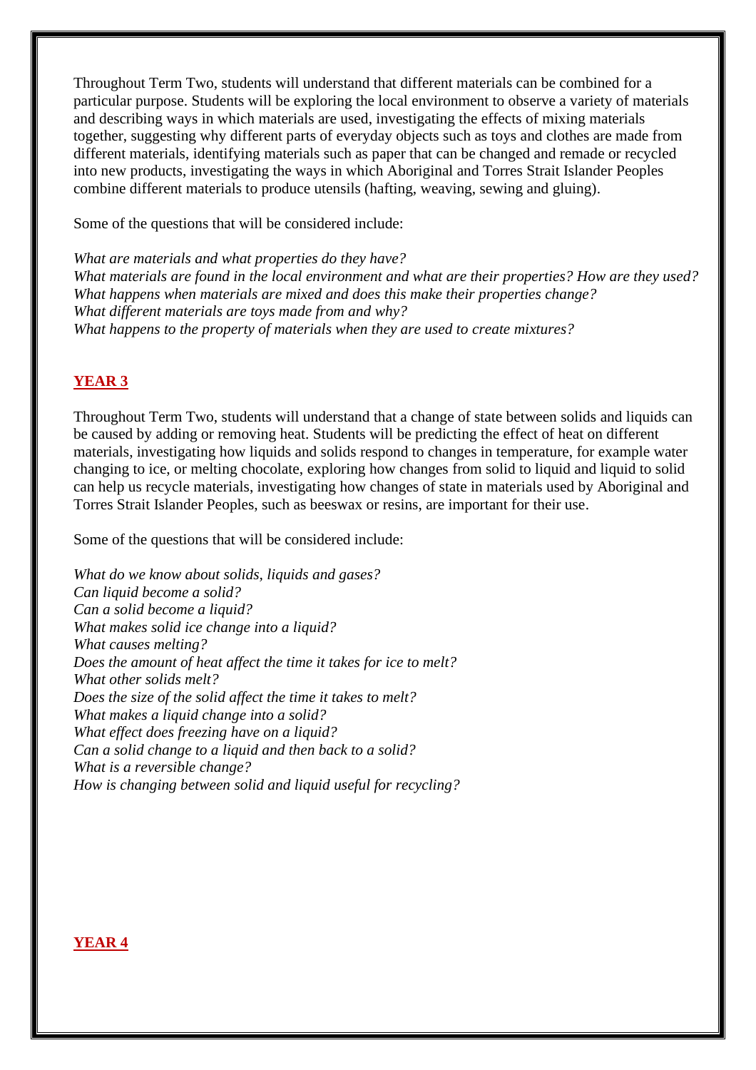Throughout Term Two, students will understand that different materials can be combined for a particular purpose. Students will be exploring the local environment to observe a variety of materials and describing ways in which materials are used, investigating the effects of mixing materials together, suggesting why different parts of everyday objects such as toys and clothes are made from different materials, identifying materials such as paper that can be changed and remade or recycled into new products, investigating the ways in which Aboriginal and Torres Strait Islander Peoples combine different materials to produce utensils (hafting, weaving, sewing and gluing).

Some of the questions that will be considered include:

*What are materials and what properties do they have?*
*What materials are found in the local environment and what are their properties? How are they used?*
*What happens when materials are mixed and does this make their properties change?*
*What different materials are toys made from and why?*
*What happens to the property of materials when they are used to create mixtures?*

## YEAR 3

Throughout Term Two, students will understand that a change of state between solids and liquids can be caused by adding or removing heat. Students will be predicting the effect of heat on different materials, investigating how liquids and solids respond to changes in temperature, for example water changing to ice, or melting chocolate, exploring how changes from solid to liquid and liquid to solid can help us recycle materials, investigating how changes of state in materials used by Aboriginal and Torres Strait Islander Peoples, such as beeswax or resins, are important for their use.

Some of the questions that will be considered include:

*What do we know about solids, liquids and gases?*
*Can liquid become a solid?*
*Can a solid become a liquid?*
*What makes solid ice change into a liquid?*
*What causes melting?*
*Does the amount of heat affect the time it takes for ice to melt?*
*What other solids melt?*
*Does the size of the solid affect the time it takes to melt?*
*What makes a liquid change into a solid?*
*What effect does freezing have on a liquid?*
*Can a solid change to a liquid and then back to a solid?*
*What is a reversible change?*
*How is changing between solid and liquid useful for recycling?*

## YEAR 4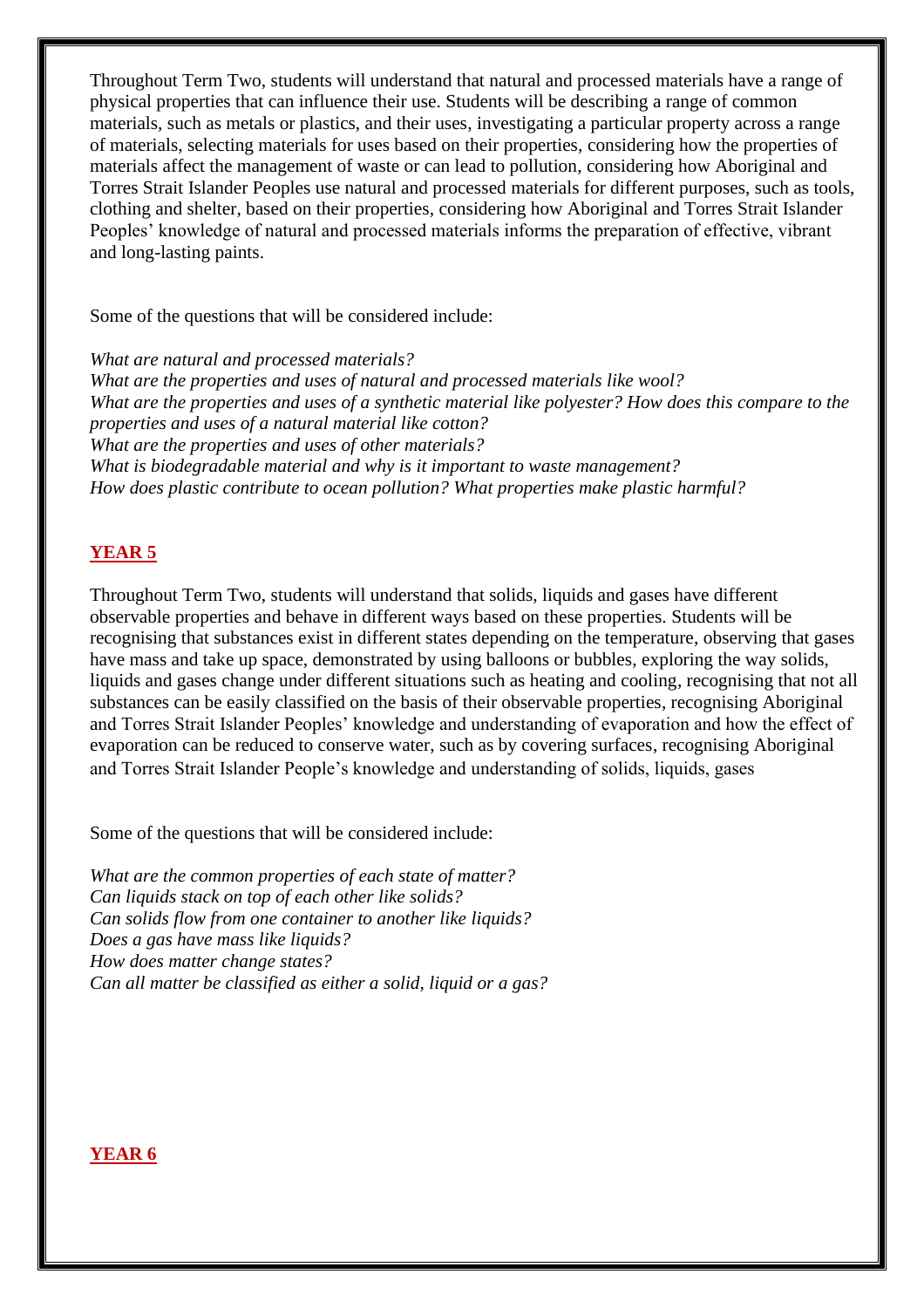Throughout Term Two, students will understand that natural and processed materials have a range of physical properties that can influence their use. Students will be describing a range of common materials, such as metals or plastics, and their uses, investigating a particular property across a range of materials, selecting materials for uses based on their properties, considering how the properties of materials affect the management of waste or can lead to pollution, considering how Aboriginal and Torres Strait Islander Peoples use natural and processed materials for different purposes, such as tools, clothing and shelter, based on their properties, considering how Aboriginal and Torres Strait Islander Peoples' knowledge of natural and processed materials informs the preparation of effective, vibrant and long-lasting paints.

Some of the questions that will be considered include:

*What are natural and processed materials?*
*What are the properties and uses of natural and processed materials like wool?*
*What are the properties and uses of a synthetic material like polyester? How does this compare to the properties and uses of a natural material like cotton?*
*What are the properties and uses of other materials?*
*What is biodegradable material and why is it important to waste management?*
*How does plastic contribute to ocean pollution? What properties make plastic harmful?*

## YEAR 5

Throughout Term Two, students will understand that solids, liquids and gases have different observable properties and behave in different ways based on these properties. Students will be recognising that substances exist in different states depending on the temperature, observing that gases have mass and take up space, demonstrated by using balloons or bubbles, exploring the way solids, liquids and gases change under different situations such as heating and cooling, recognising that not all substances can be easily classified on the basis of their observable properties, recognising Aboriginal and Torres Strait Islander Peoples' knowledge and understanding of evaporation and how the effect of evaporation can be reduced to conserve water, such as by covering surfaces, recognising Aboriginal and Torres Strait Islander People's knowledge and understanding of solids, liquids, gases

Some of the questions that will be considered include:

*What are the common properties of each state of matter?*
*Can liquids stack on top of each other like solids?*
*Can solids flow from one container to another like liquids?*
*Does a gas have mass like liquids?*
*How does matter change states?*
*Can all matter be classified as either a solid, liquid or a gas?*

## YEAR 6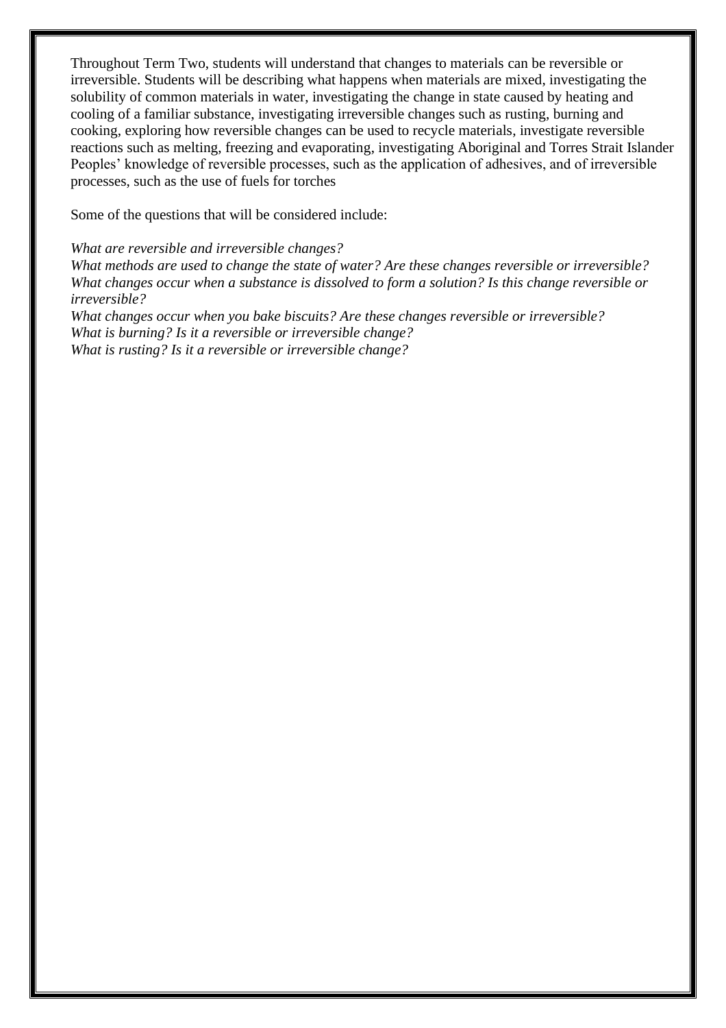Throughout Term Two, students will understand that changes to materials can be reversible or irreversible. Students will be describing what happens when materials are mixed, investigating the solubility of common materials in water, investigating the change in state caused by heating and cooling of a familiar substance, investigating irreversible changes such as rusting, burning and cooking, exploring how reversible changes can be used to recycle materials, investigate reversible reactions such as melting, freezing and evaporating, investigating Aboriginal and Torres Strait Islander Peoples' knowledge of reversible processes, such as the application of adhesives, and of irreversible processes, such as the use of fuels for torches

Some of the questions that will be considered include:

*What are reversible and irreversible changes?*
*What methods are used to change the state of water? Are these changes reversible or irreversible?*
*What changes occur when a substance is dissolved to form a solution? Is this change reversible or irreversible?*
*What changes occur when you bake biscuits? Are these changes reversible or irreversible?*
*What is burning? Is it a reversible or irreversible change?*
*What is rusting? Is it a reversible or irreversible change?*